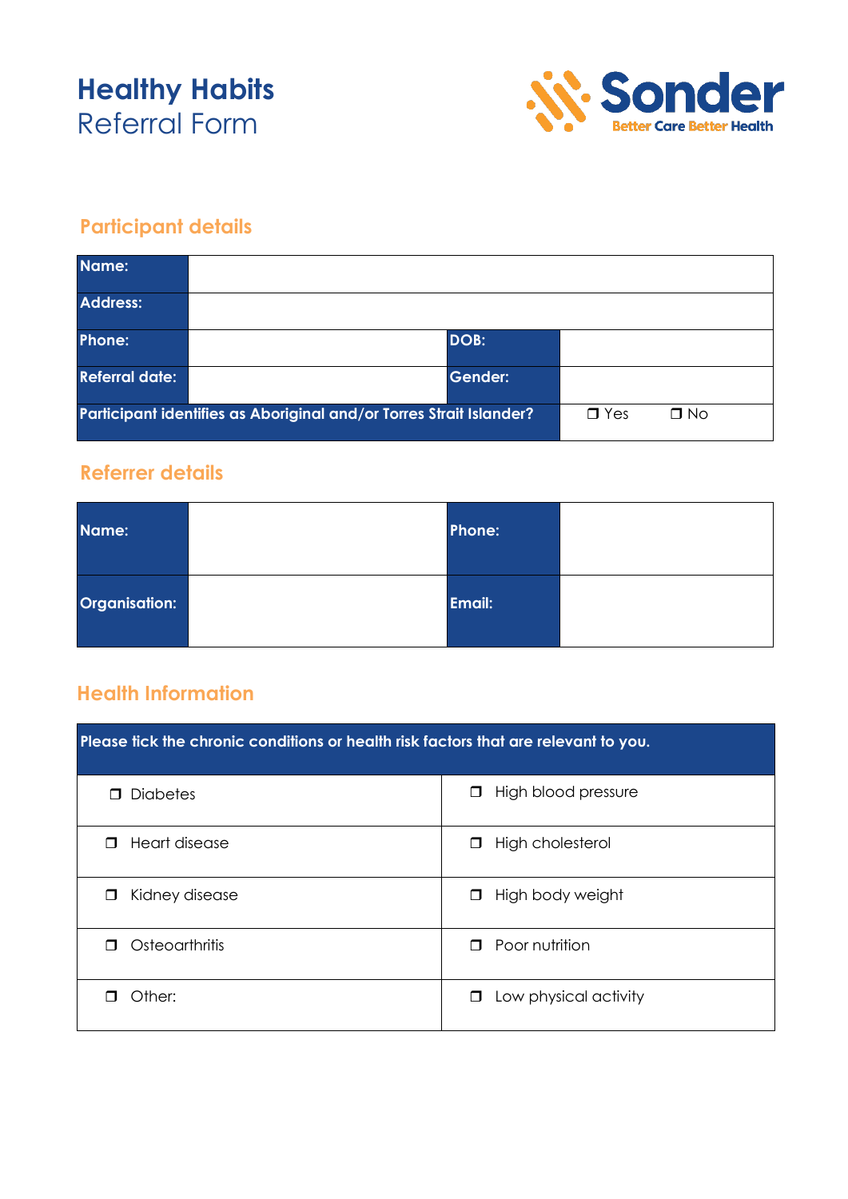# Healthy Habits
Referral Form

Sonder
Better Care Better Health

## Participant details

| Name: | | | |
|---|---|---|---|
| Address: | | | |
| Phone: | | DOB: | |
| Referral date: | | Gender: | |
| Participant identifies as Aboriginal and/or Torres Strait Islander? | | | ❒ Yes ❒ No |

## Referrer details

| Name: | | Phone: | |
|---|---|---|---|
| Organisation: | | Email: | |

## Health Information

| Please tick the chronic conditions or health risk factors that are relevant to you. | |
|---|---|
| ❒ Diabetes | ❒ High blood pressure |
| ❒ Heart disease | ❒ High cholesterol |
| ❒ Kidney disease | ❒ High body weight |
| ❒ Osteoarthritis | ❒ Poor nutrition |
| ❒ Other: | ❒ Low physical activity |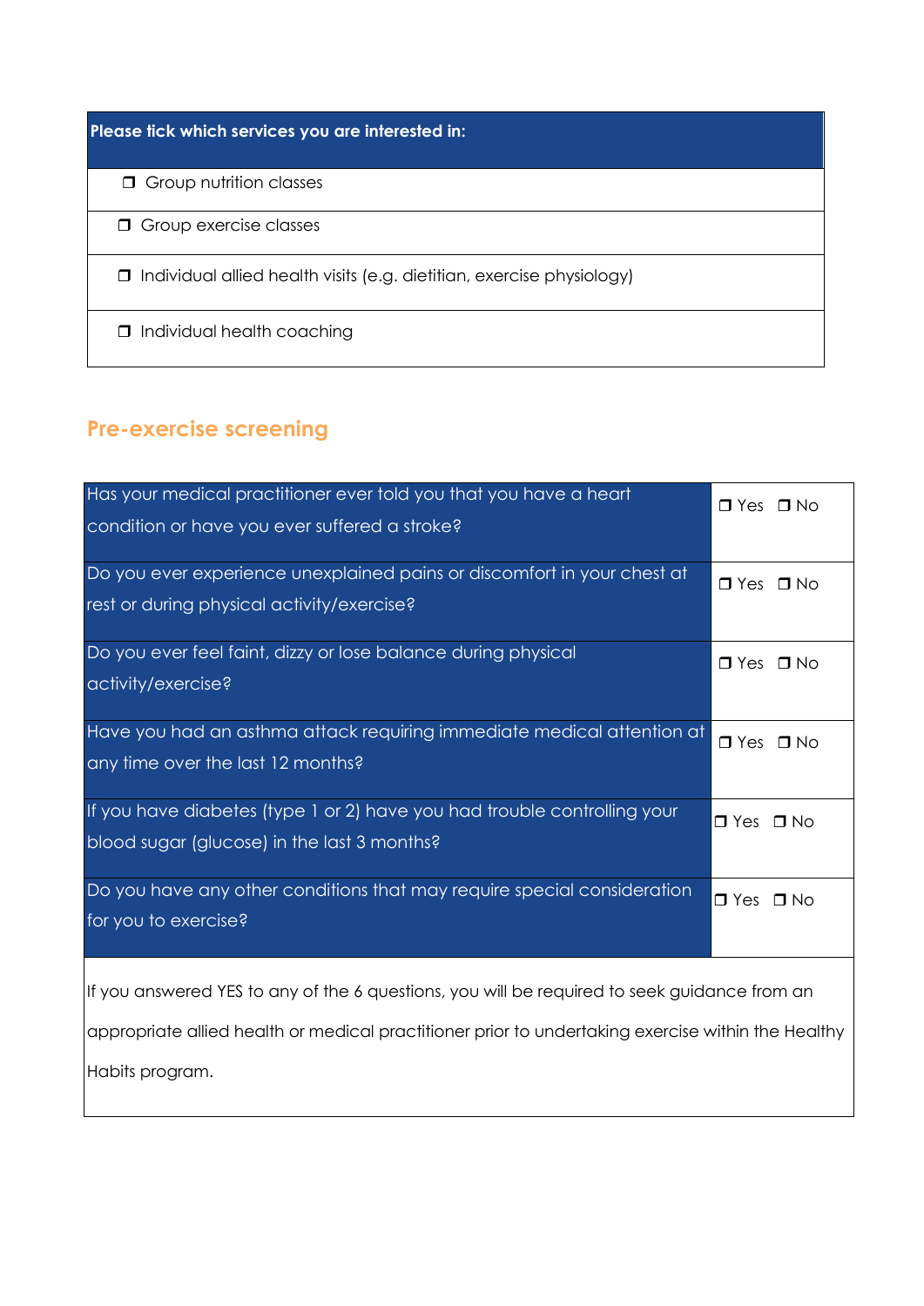| Please tick which services you are interested in: |
|---|
| ❒ Group nutrition classes |
| ❒ Group exercise classes |
| ❒ Individual allied health visits (e.g. dietitian, exercise physiology) |
| ❒ Individual health coaching |

## Pre-exercise screening

| Question | Answer |
|---|---|
| Has your medical practitioner ever told you that you have a heart condition or have you ever suffered a stroke? | ❒ Yes ❒ No |
| Do you ever experience unexplained pains or discomfort in your chest at rest or during physical activity/exercise? | ❒ Yes ❒ No |
| Do you ever feel faint, dizzy or lose balance during physical activity/exercise? | ❒ Yes ❒ No |
| Have you had an asthma attack requiring immediate medical attention at any time over the last 12 months? | ❒ Yes ❒ No |
| If you have diabetes (type 1 or 2) have you had trouble controlling your blood sugar (glucose) in the last 3 months? | ❒ Yes ❒ No |
| Do you have any other conditions that may require special consideration for you to exercise? | ❒ Yes ❒ No |

If you answered YES to any of the 6 questions, you will be required to seek guidance from an appropriate allied health or medical practitioner prior to undertaking exercise within the Healthy Habits program.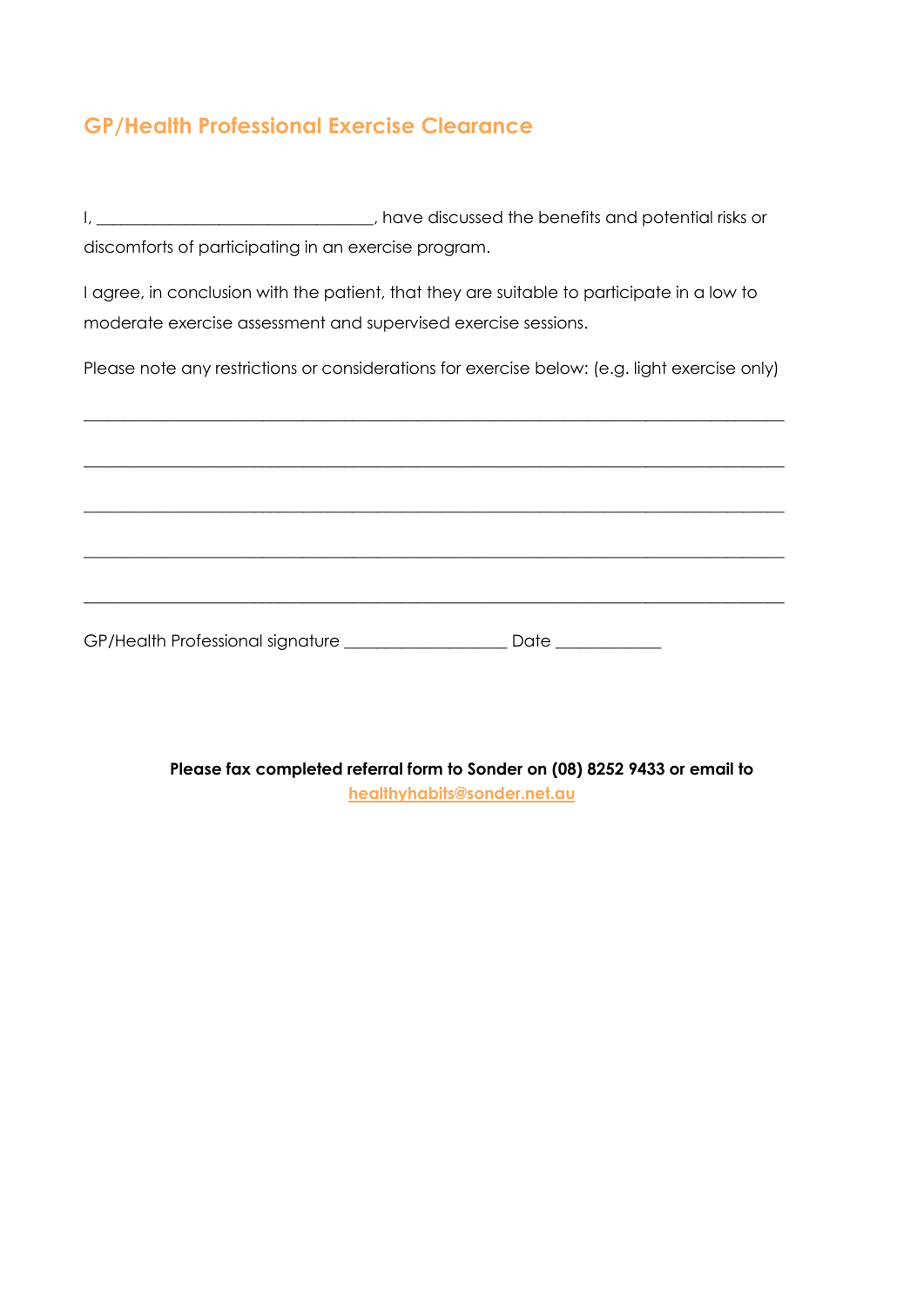## GP/Health Professional Exercise Clearance

I, ________________________________, have discussed the benefits and potential risks or discomforts of participating in an exercise program.

I agree, in conclusion with the patient, that they are suitable to participate in a low to moderate exercise assessment and supervised exercise sessions.

Please note any restrictions or considerations for exercise below: (e.g. light exercise only)

________________________________________________________________________________

________________________________________________________________________________

________________________________________________________________________________

________________________________________________________________________________

________________________________________________________________________________

GP/Health Professional signature ___________________ Date ____________

**Please fax completed referral form to Sonder on (08) 8252 9433 or email to healthyhabits@sonder.net.au**